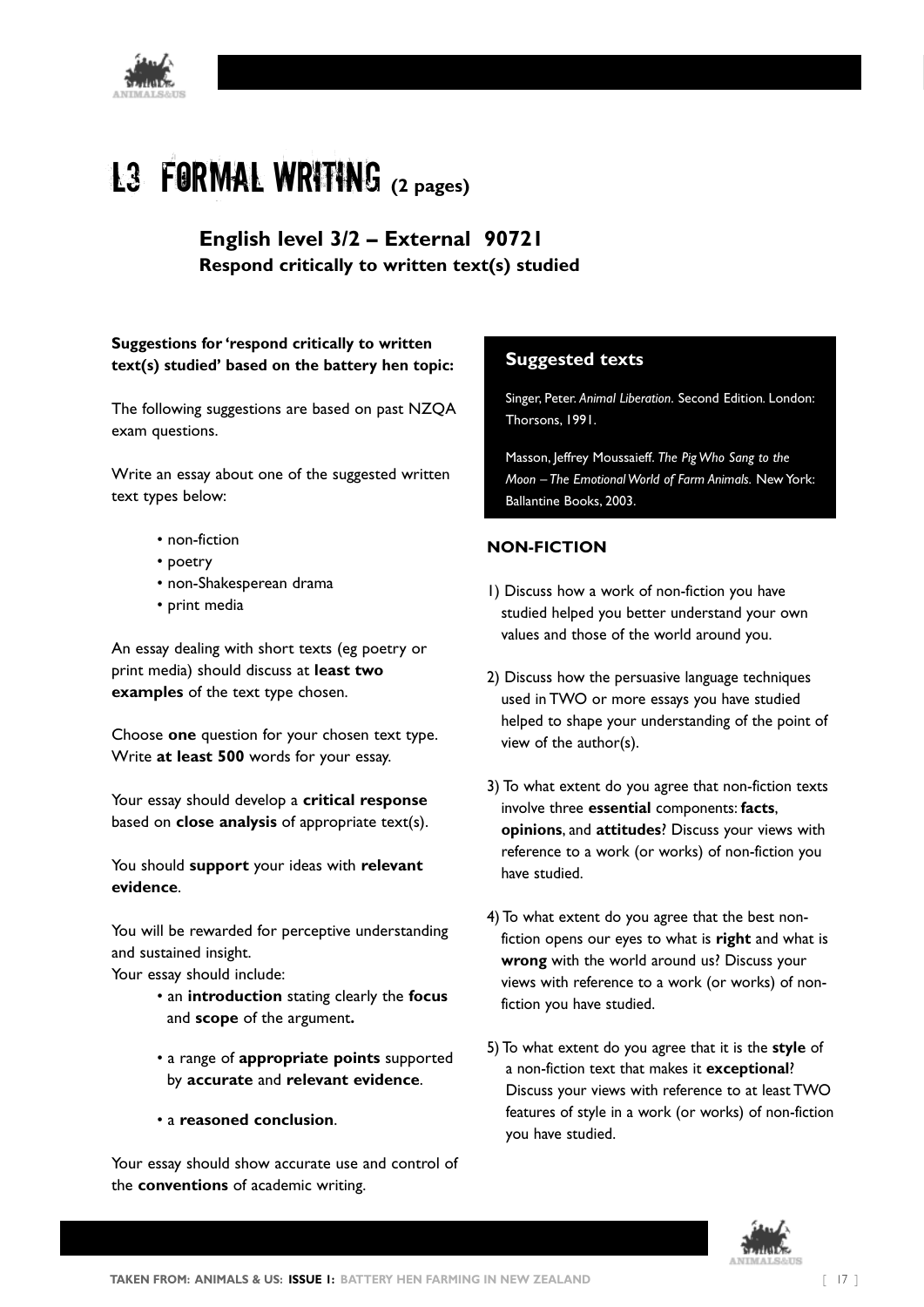# L3 FORMAL WRITING (2 pages)

## English level 3/2 – External 90721
### Respond critically to written text(s) studied

**Suggestions for 'respond critically to written text(s) studied' based on the battery hen topic:**

The following suggestions are based on past NZQA exam questions.

Write an essay about one of the suggested written text types below:

- non-fiction
- poetry
- non-Shakesperean drama
- print media

An essay dealing with short texts (eg poetry or print media) should discuss at **least two examples** of the text type chosen.

Choose **one** question for your chosen text type. Write **at least 500** words for your essay.

Your essay should develop a **critical response** based on **close analysis** of appropriate text(s).

You should **support** your ideas with **relevant evidence**.

You will be rewarded for perceptive understanding and sustained insight.
Your essay should include:

- an **introduction** stating clearly the **focus** and **scope** of the argument**.**
- a range of **appropriate points** supported by **accurate** and **relevant evidence**.
- a **reasoned conclusion**.

Your essay should show accurate use and control of the **conventions** of academic writing.

**Suggested texts**

Singer, Peter. *Animal Liberation*. Second Edition. London: Thorsons, 1991.

Masson, Jeffrey Moussaieff. *The Pig Who Sang to the Moon – The Emotional World of Farm Animals.* New York: Ballantine Books, 2003.

**NON-FICTION**

1) Discuss how a work of non-fiction you have studied helped you better understand your own values and those of the world around you.

2) Discuss how the persuasive language techniques used in TWO or more essays you have studied helped to shape your understanding of the point of view of the author(s).

3) To what extent do you agree that non-fiction texts involve three **essential** components: **facts**, **opinions**, and **attitudes**? Discuss your views with reference to a work (or works) of non-fiction you have studied.

4) To what extent do you agree that the best non-fiction opens our eyes to what is **right** and what is **wrong** with the world around us? Discuss your views with reference to a work (or works) of non-fiction you have studied.

5) To what extent do you agree that it is the **style** of a non-fiction text that makes it **exceptional**? Discuss your views with reference to at least TWO features of style in a work (or works) of non-fiction you have studied.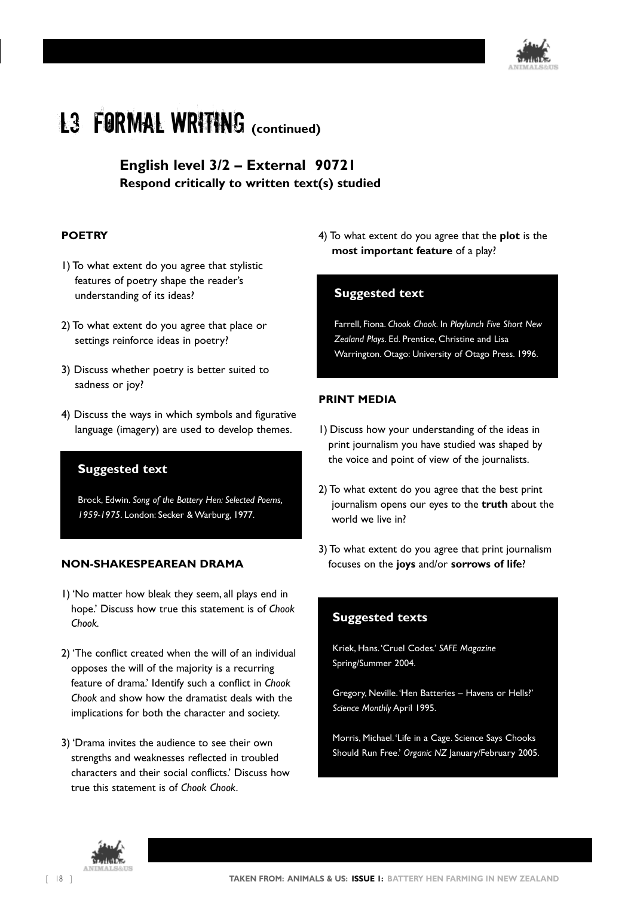# L3 FORMAL WRITING (continued)

## English level 3/2 – External 90721
**Respond critically to written text(s) studied**

### POETRY

1) To what extent do you agree that stylistic features of poetry shape the reader's understanding of its ideas?

2) To what extent do you agree that place or settings reinforce ideas in poetry?

3) Discuss whether poetry is better suited to sadness or joy?

4) Discuss the ways in which symbols and figurative language (imagery) are used to develop themes.

#### Suggested text

Brock, Edwin. *Song of the Battery Hen: Selected Poems, 1959-1975*. London: Secker & Warburg, 1977.

### NON-SHAKESPEAREAN DRAMA

1) 'No matter how bleak they seem, all plays end in hope.' Discuss how true this statement is of *Chook Chook*.

2) 'The conflict created when the will of an individual opposes the will of the majority is a recurring feature of drama.' Identify such a conflict in *Chook Chook* and show how the dramatist deals with the implications for both the character and society.

3) 'Drama invites the audience to see their own strengths and weaknesses reflected in troubled characters and their social conflicts.' Discuss how true this statement is of *Chook Chook*.

4) To what extent do you agree that the **plot** is the **most important feature** of a play?

#### Suggested text

Farrell, Fiona. *Chook Chook*. In *Playlunch Five Short New Zealand Plays*. Ed. Prentice, Christine and Lisa Warrington. Otago: University of Otago Press. 1996.

### PRINT MEDIA

1) Discuss how your understanding of the ideas in print journalism you have studied was shaped by the voice and point of view of the journalists.

2) To what extent do you agree that the best print journalism opens our eyes to the **truth** about the world we live in?

3) To what extent do you agree that print journalism focuses on the **joys** and/or **sorrows of life**?

#### Suggested texts

Kriek, Hans. 'Cruel Codes.' *SAFE Magazine* Spring/Summer 2004.

Gregory, Neville. 'Hen Batteries – Havens or Hells?' *Science Monthly* April 1995.

Morris, Michael. 'Life in a Cage. Science Says Chooks Should Run Free.' *Organic NZ* January/February 2005.